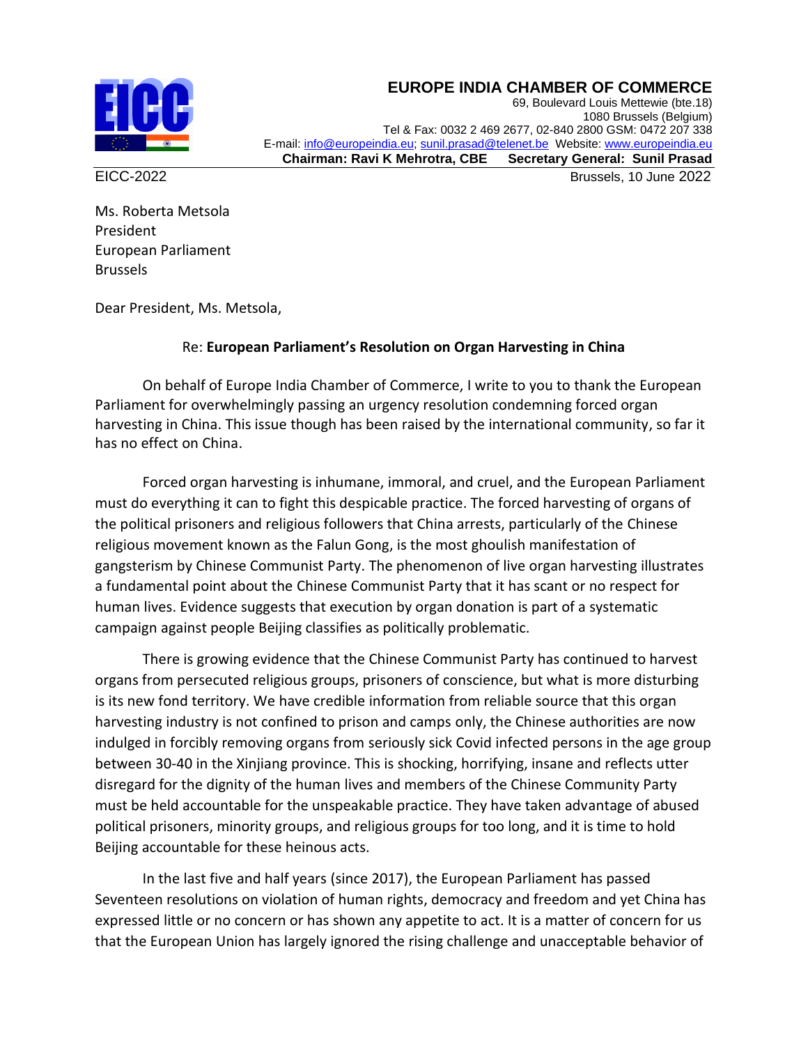**EUROPE INDIA CHAMBER OF COMMERCE**
69, Boulevard Louis Mettewie (bte.18)
1080 Brussels (Belgium)
Tel & Fax: 0032 2 469 2677, 02-840 2800 GSM: 0472 207 338
E-mail: info@europeindia.eu; sunil.prasad@telenet.be Website: www.europeindia.eu
**Chairman: Ravi K Mehrotra, CBE Secretary General: Sunil Prasad**

EICC-2022 Brussels, 10 June 2022

Ms. Roberta Metsola
President
European Parliament
Brussels

Dear President, Ms. Metsola,

Re: **European Parliament's Resolution on Organ Harvesting in China**

On behalf of Europe India Chamber of Commerce, I write to you to thank the European Parliament for overwhelmingly passing an urgency resolution condemning forced organ harvesting in China. This issue though has been raised by the international community, so far it has no effect on China.

Forced organ harvesting is inhumane, immoral, and cruel, and the European Parliament must do everything it can to fight this despicable practice. The forced harvesting of organs of the political prisoners and religious followers that China arrests, particularly of the Chinese religious movement known as the Falun Gong, is the most ghoulish manifestation of gangsterism by Chinese Communist Party. The phenomenon of live organ harvesting illustrates a fundamental point about the Chinese Communist Party that it has scant or no respect for human lives. Evidence suggests that execution by organ donation is part of a systematic campaign against people Beijing classifies as politically problematic.

There is growing evidence that the Chinese Communist Party has continued to harvest organs from persecuted religious groups, prisoners of conscience, but what is more disturbing is its new fond territory. We have credible information from reliable source that this organ harvesting industry is not confined to prison and camps only, the Chinese authorities are now indulged in forcibly removing organs from seriously sick Covid infected persons in the age group between 30-40 in the Xinjiang province. This is shocking, horrifying, insane and reflects utter disregard for the dignity of the human lives and members of the Chinese Community Party must be held accountable for the unspeakable practice. They have taken advantage of abused political prisoners, minority groups, and religious groups for too long, and it is time to hold Beijing accountable for these heinous acts.

In the last five and half years (since 2017), the European Parliament has passed Seventeen resolutions on violation of human rights, democracy and freedom and yet China has expressed little or no concern or has shown any appetite to act. It is a matter of concern for us that the European Union has largely ignored the rising challenge and unacceptable behavior of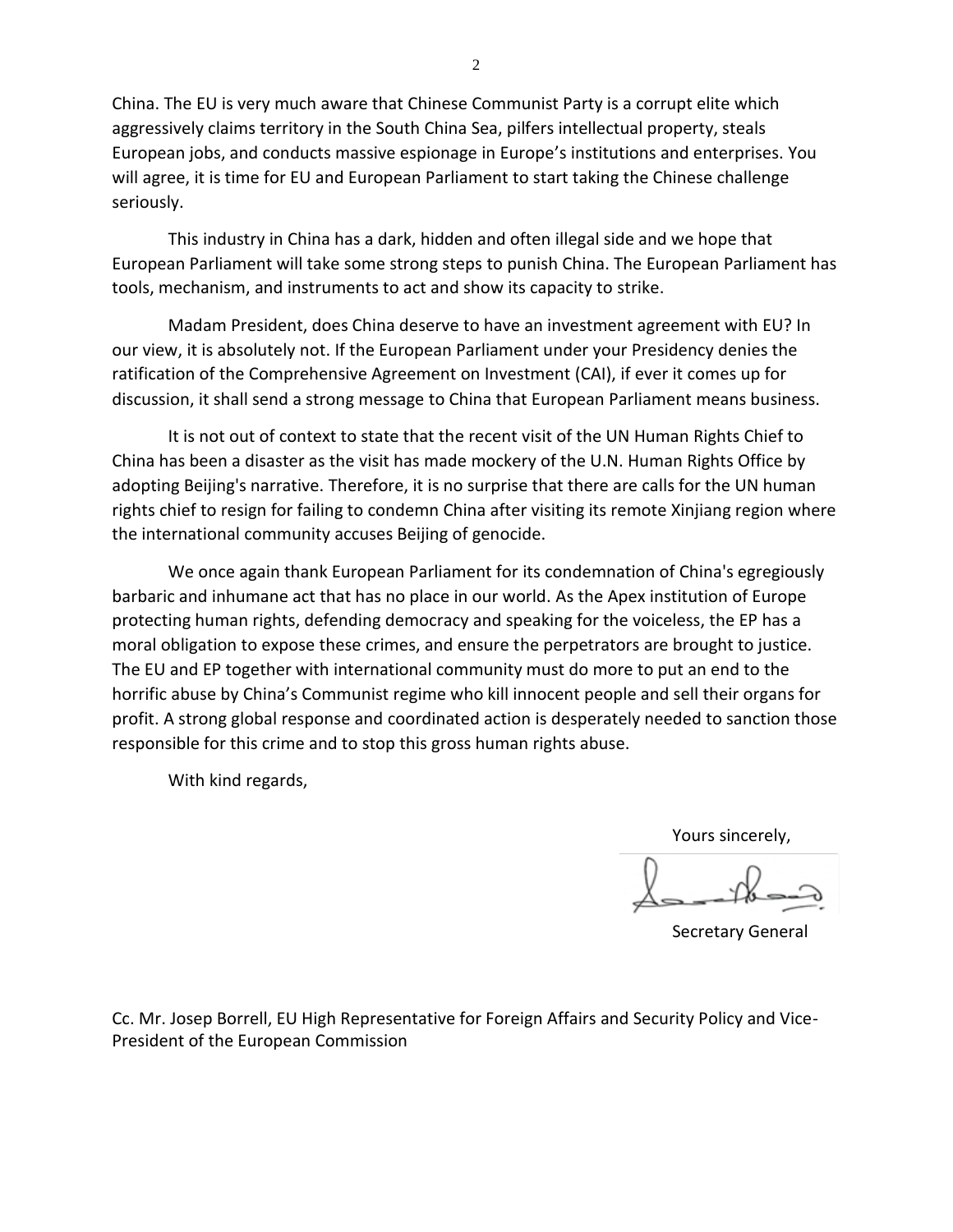China. The EU is very much aware that Chinese Communist Party is a corrupt elite which aggressively claims territory in the South China Sea, pilfers intellectual property, steals European jobs, and conducts massive espionage in Europe's institutions and enterprises. You will agree, it is time for EU and European Parliament to start taking the Chinese challenge seriously.

This industry in China has a dark, hidden and often illegal side and we hope that European Parliament will take some strong steps to punish China. The European Parliament has tools, mechanism, and instruments to act and show its capacity to strike.

Madam President, does China deserve to have an investment agreement with EU? In our view, it is absolutely not. If the European Parliament under your Presidency denies the ratification of the Comprehensive Agreement on Investment (CAI), if ever it comes up for discussion, it shall send a strong message to China that European Parliament means business.

It is not out of context to state that the recent visit of the UN Human Rights Chief to China has been a disaster as the visit has made mockery of the U.N. Human Rights Office by adopting Beijing's narrative. Therefore, it is no surprise that there are calls for the UN human rights chief to resign for failing to condemn China after visiting its remote Xinjiang region where the international community accuses Beijing of genocide.

We once again thank European Parliament for its condemnation of China's egregiously barbaric and inhumane act that has no place in our world. As the Apex institution of Europe protecting human rights, defending democracy and speaking for the voiceless, the EP has a moral obligation to expose these crimes, and ensure the perpetrators are brought to justice. The EU and EP together with international community must do more to put an end to the horrific abuse by China's Communist regime who kill innocent people and sell their organs for profit. A strong global response and coordinated action is desperately needed to sanction those responsible for this crime and to stop this gross human rights abuse.

With kind regards,

Yours sincerely,

Secretary General

Cc. Mr. Josep Borrell, EU High Representative for Foreign Affairs and Security Policy and Vice-President of the European Commission